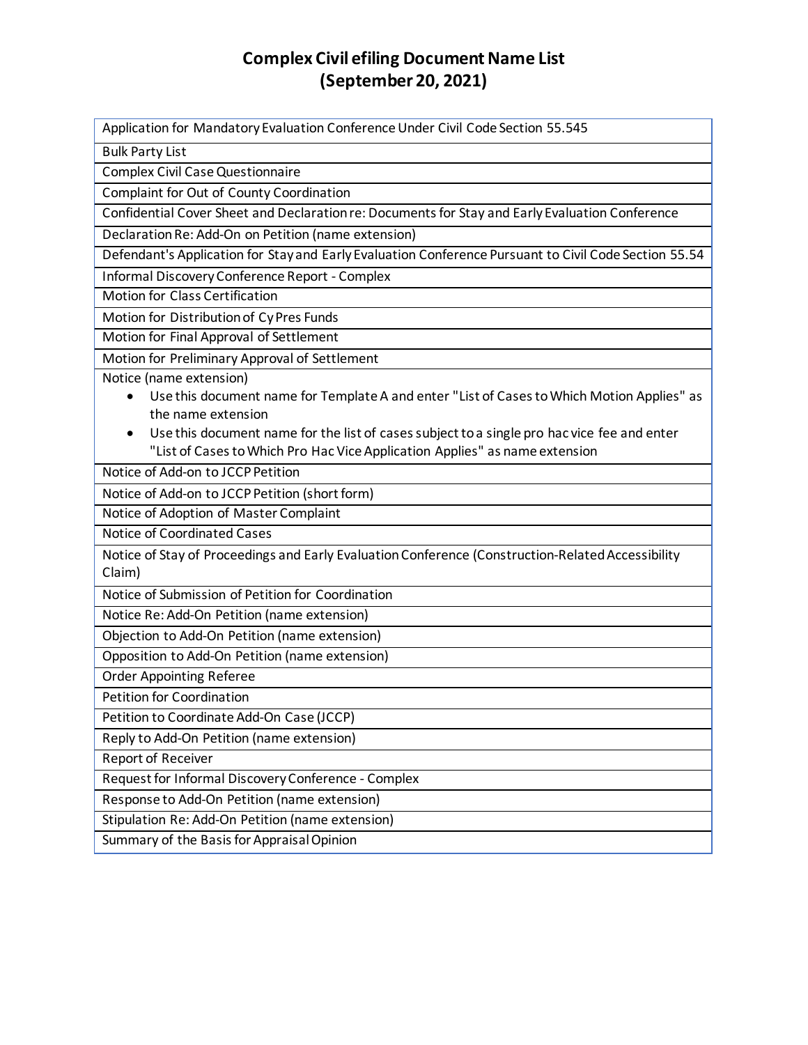# Complex Civil efiling Document Name List
## (September 20, 2021)

- Application for Mandatory Evaluation Conference Under Civil Code Section 55.545
- Bulk Party List
- Complex Civil Case Questionnaire
- Complaint for Out of County Coordination
- Confidential Cover Sheet and Declaration re: Documents for Stay and Early Evaluation Conference
- Declaration Re: Add-On on Petition (name extension)
- Defendant's Application for Stay and Early Evaluation Conference Pursuant to Civil Code Section 55.54
- Informal Discovery Conference Report - Complex
- Motion for Class Certification
- Motion for Distribution of Cy Pres Funds
- Motion for Final Approval of Settlement
- Motion for Preliminary Approval of Settlement
- Notice (name extension)
  - Use this document name for Template A and enter "List of Cases to Which Motion Applies" as the name extension
  - Use this document name for the list of cases subject to a single pro hac vice fee and enter "List of Cases to Which Pro Hac Vice Application Applies" as name extension
- Notice of Add-on to JCCP Petition
- Notice of Add-on to JCCP Petition (short form)
- Notice of Adoption of Master Complaint
- Notice of Coordinated Cases
- Notice of Stay of Proceedings and Early Evaluation Conference (Construction-Related Accessibility Claim)
- Notice of Submission of Petition for Coordination
- Notice Re: Add-On Petition (name extension)
- Objection to Add-On Petition (name extension)
- Opposition to Add-On Petition (name extension)
- Order Appointing Referee
- Petition for Coordination
- Petition to Coordinate Add-On Case (JCCP)
- Reply to Add-On Petition (name extension)
- Report of Receiver
- Request for Informal Discovery Conference - Complex
- Response to Add-On Petition (name extension)
- Stipulation Re: Add-On Petition (name extension)
- Summary of the Basis for Appraisal Opinion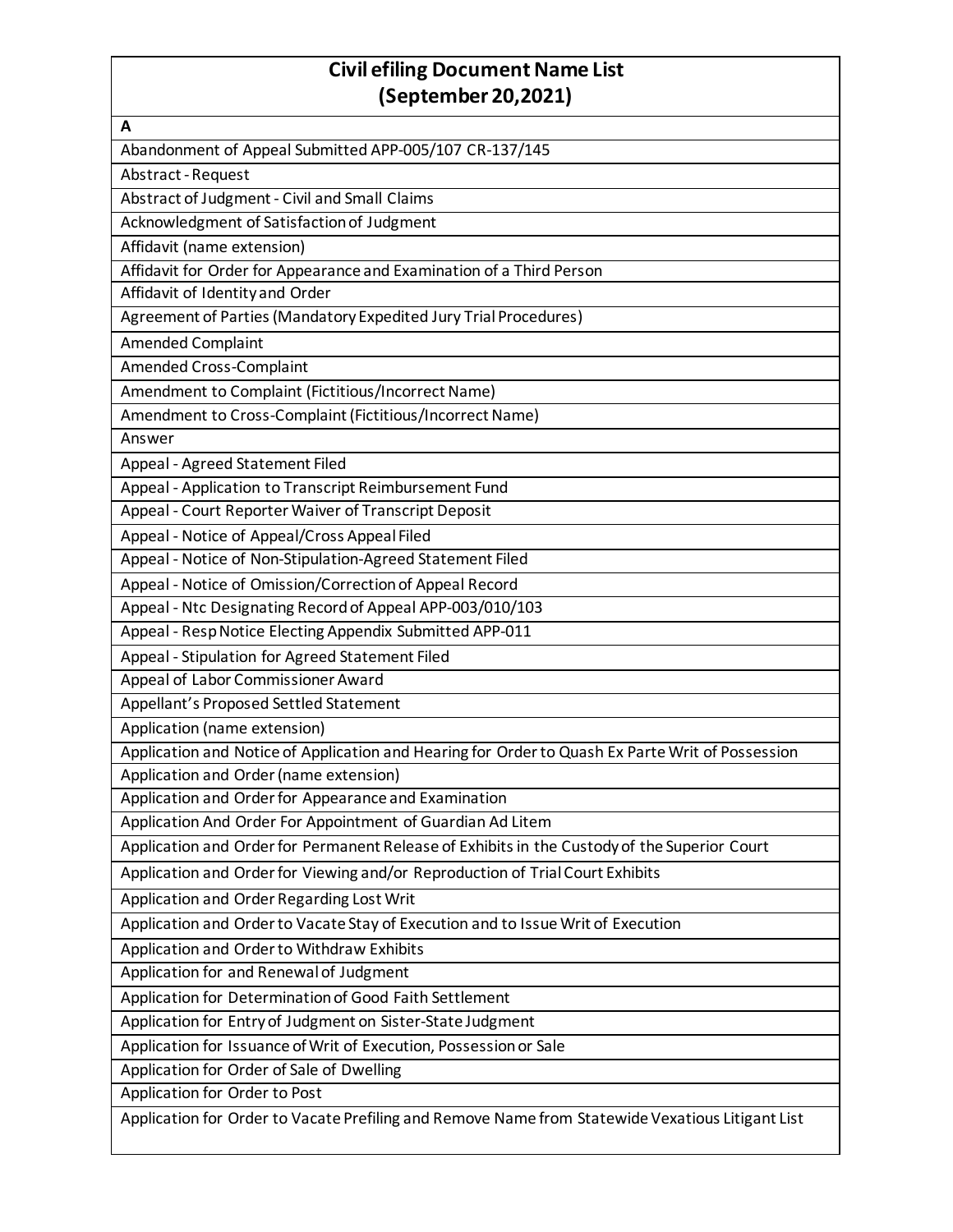# Civil efiling Document Name List (September 20,2021)

| A |
|---|
| Abandonment of Appeal Submitted APP-005/107 CR-137/145 |
| Abstract - Request |
| Abstract of Judgment - Civil and Small Claims |
| Acknowledgment of Satisfaction of Judgment |
| Affidavit (name extension) |
| Affidavit for Order for Appearance and Examination of a Third Person |
| Affidavit of Identity and Order |
| Agreement of Parties (Mandatory Expedited Jury Trial Procedures) |
| Amended Complaint |
| Amended Cross-Complaint |
| Amendment to Complaint (Fictitious/Incorrect Name) |
| Amendment to Cross-Complaint (Fictitious/Incorrect Name) |
| Answer |
| Appeal - Agreed Statement Filed |
| Appeal - Application to Transcript Reimbursement Fund |
| Appeal - Court Reporter Waiver of Transcript Deposit |
| Appeal - Notice of Appeal/Cross Appeal Filed |
| Appeal - Notice of Non-Stipulation-Agreed Statement Filed |
| Appeal - Notice of Omission/Correction of Appeal Record |
| Appeal - Ntc Designating Record of Appeal APP-003/010/103 |
| Appeal - Resp Notice Electing Appendix Submitted APP-011 |
| Appeal - Stipulation for Agreed Statement Filed |
| Appeal of Labor Commissioner Award |
| Appellant's Proposed Settled Statement |
| Application (name extension) |
| Application and Notice of Application and Hearing for Order to Quash Ex Parte Writ of Possession |
| Application and Order (name extension) |
| Application and Order for Appearance and Examination |
| Application And Order For Appointment of Guardian Ad Litem |
| Application and Order for Permanent Release of Exhibits in the Custody of the Superior Court |
| Application and Order for Viewing and/or Reproduction of Trial Court Exhibits |
| Application and Order Regarding Lost Writ |
| Application and Order to Vacate Stay of Execution and to Issue Writ of Execution |
| Application and Order to Withdraw Exhibits |
| Application for and Renewal of Judgment |
| Application for Determination of Good Faith Settlement |
| Application for Entry of Judgment on Sister-State Judgment |
| Application for Issuance of Writ of Execution, Possession or Sale |
| Application for Order of Sale of Dwelling |
| Application for Order to Post |
| Application for Order to Vacate Prefiling and Remove Name from Statewide Vexatious Litigant List |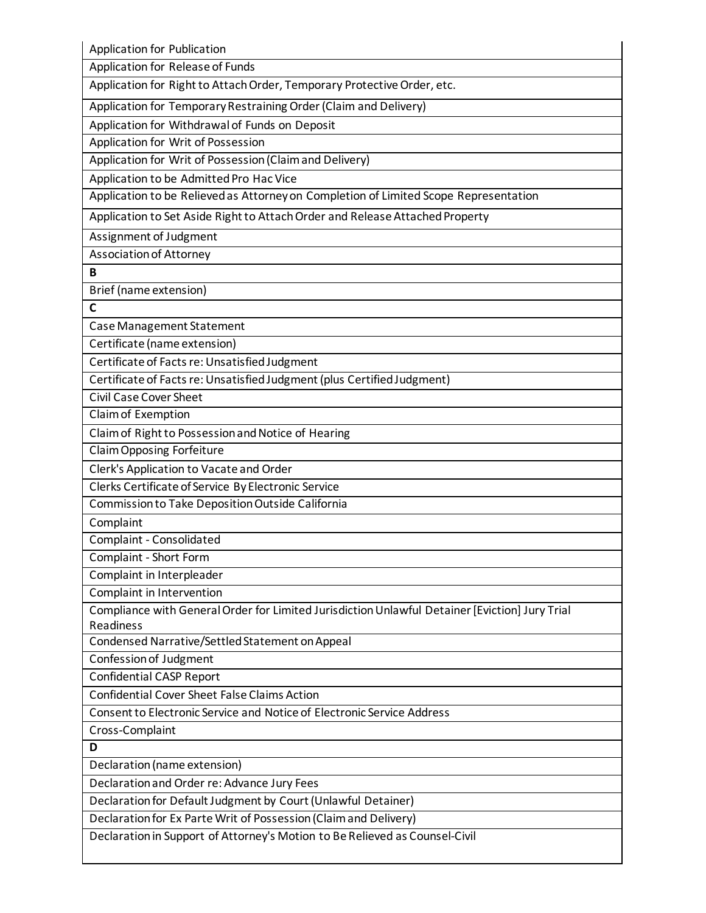| Application for Publication |
|---|
| Application for Release of Funds |
| Application for Right to Attach Order, Temporary Protective Order, etc. |
| Application for Temporary Restraining Order (Claim and Delivery) |
| Application for Withdrawal of Funds on Deposit |
| Application for Writ of Possession |
| Application for Writ of Possession (Claim and Delivery) |
| Application to be Admitted Pro Hac Vice |
| Application to be Relieved as Attorney on Completion of Limited Scope Representation |
| Application to Set Aside Right to Attach Order and Release Attached Property |
| Assignment of Judgment |
| Association of Attorney |
| **B** |
| Brief (name extension) |
| **C** |
| Case Management Statement |
| Certificate (name extension) |
| Certificate of Facts re: Unsatisfied Judgment |
| Certificate of Facts re: Unsatisfied Judgment (plus Certified Judgment) |
| Civil Case Cover Sheet |
| Claim of Exemption |
| Claim of Right to Possession and Notice of Hearing |
| Claim Opposing Forfeiture |
| Clerk's Application to Vacate and Order |
| Clerks Certificate of Service By Electronic Service |
| Commission to Take Deposition Outside California |
| Complaint |
| Complaint - Consolidated |
| Complaint - Short Form |
| Complaint in Interpleader |
| Complaint in Intervention |
| Compliance with General Order for Limited Jurisdiction Unlawful Detainer [Eviction] Jury Trial Readiness |
| Condensed Narrative/Settled Statement on Appeal |
| Confession of Judgment |
| Confidential CASP Report |
| Confidential Cover Sheet False Claims Action |
| Consent to Electronic Service and Notice of Electronic Service Address |
| Cross-Complaint |
| **D** |
| Declaration (name extension) |
| Declaration and Order re: Advance Jury Fees |
| Declaration for Default Judgment by Court (Unlawful Detainer) |
| Declaration for Ex Parte Writ of Possession (Claim and Delivery) |
| Declaration in Support of Attorney's Motion to Be Relieved as Counsel-Civil |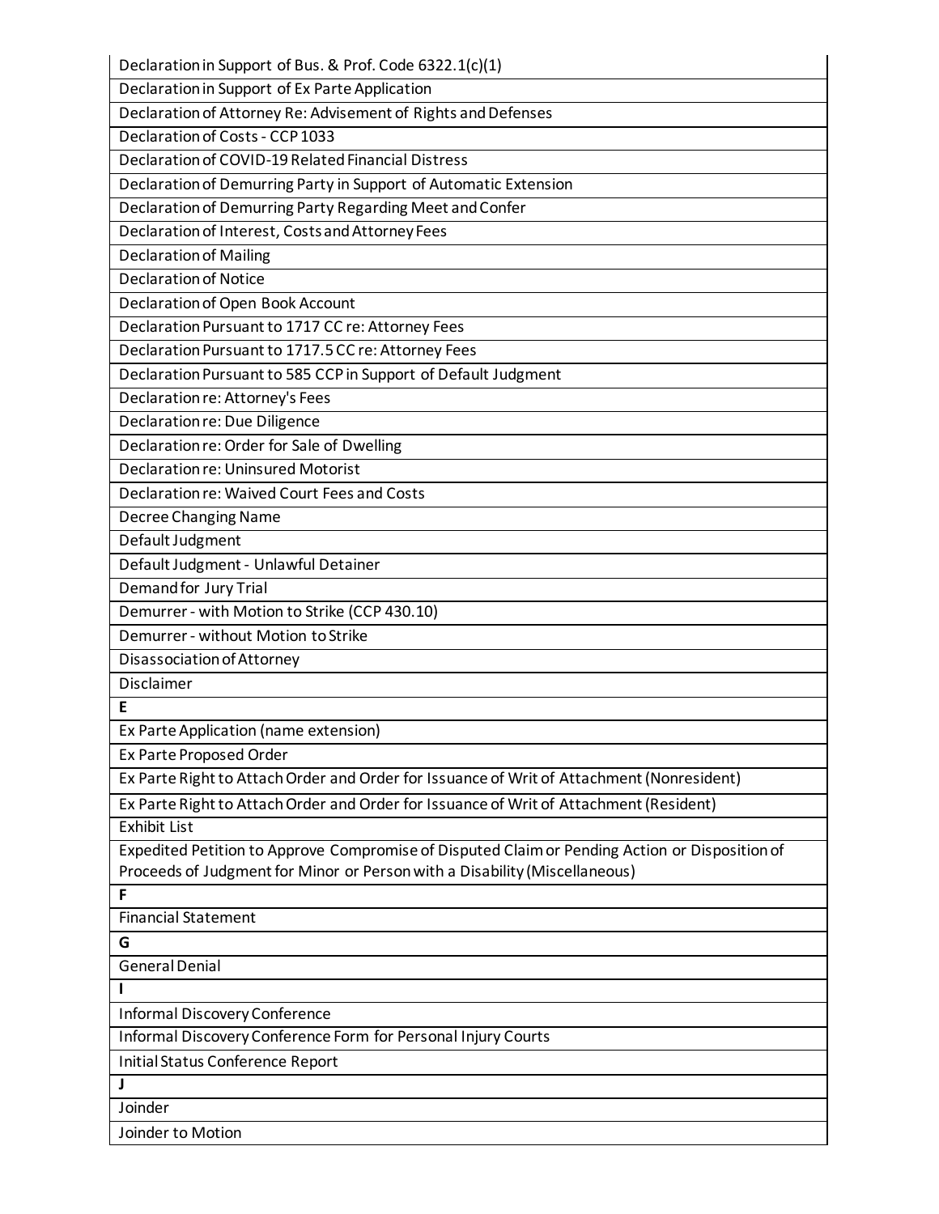| Declaration in Support of Bus. & Prof. Code 6322.1(c)(1) |
| --- |
| Declaration in Support of Ex Parte Application |
| Declaration of Attorney Re: Advisement of Rights and Defenses |
| Declaration of Costs - CCP 1033 |
| Declaration of COVID-19 Related Financial Distress |
| Declaration of Demurring Party in Support of Automatic Extension |
| Declaration of Demurring Party Regarding Meet and Confer |
| Declaration of Interest, Costs and Attorney Fees |
| Declaration of Mailing |
| Declaration of Notice |
| Declaration of Open Book Account |
| Declaration Pursuant to 1717 CC re: Attorney Fees |
| Declaration Pursuant to 1717.5 CC re: Attorney Fees |
| Declaration Pursuant to 585 CCP in Support of Default Judgment |
| Declaration re: Attorney's Fees |
| Declaration re: Due Diligence |
| Declaration re: Order for Sale of Dwelling |
| Declaration re: Uninsured Motorist |
| Declaration re: Waived Court Fees and Costs |
| Decree Changing Name |
| Default Judgment |
| Default Judgment - Unlawful Detainer |
| Demand for Jury Trial |
| Demurrer - with Motion to Strike (CCP 430.10) |
| Demurrer - without Motion to Strike |
| Disassociation of Attorney |
| Disclaimer |
| **E** |
| Ex Parte Application (name extension) |
| Ex Parte Proposed Order |
| Ex Parte Right to Attach Order and Order for Issuance of Writ of Attachment (Nonresident) |
| Ex Parte Right to Attach Order and Order for Issuance of Writ of Attachment (Resident) |
| Exhibit List |
| Expedited Petition to Approve Compromise of Disputed Claim or Pending Action or Disposition of Proceeds of Judgment for Minor or Person with a Disability (Miscellaneous) |
| **F** |
| Financial Statement |
| **G** |
| General Denial |
| **I** |
| Informal Discovery Conference |
| Informal Discovery Conference Form for Personal Injury Courts |
| Initial Status Conference Report |
| **J** |
| Joinder |
| Joinder to Motion |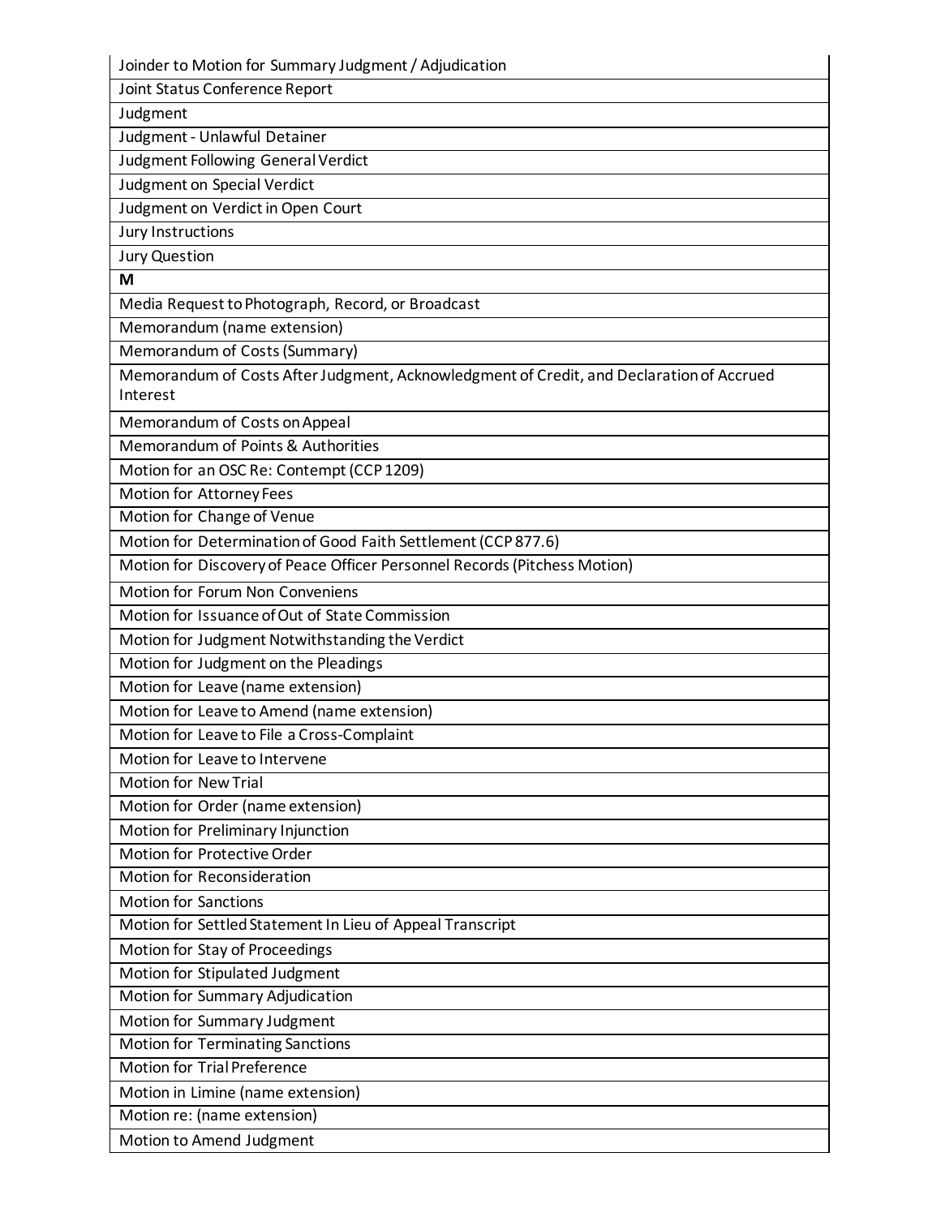| Joinder to Motion for Summary Judgment / Adjudication |
|---|
| Joint Status Conference Report |
| Judgment |
| Judgment - Unlawful Detainer |
| Judgment Following General Verdict |
| Judgment on Special Verdict |
| Judgment on Verdict in Open Court |
| Jury Instructions |
| Jury Question |
| **M** |
| Media Request to Photograph, Record, or Broadcast |
| Memorandum (name extension) |
| Memorandum of Costs (Summary) |
| Memorandum of Costs After Judgment, Acknowledgment of Credit, and Declaration of Accrued Interest |
| Memorandum of Costs on Appeal |
| Memorandum of Points & Authorities |
| Motion for an OSC Re: Contempt (CCP 1209) |
| Motion for Attorney Fees |
| Motion for Change of Venue |
| Motion for Determination of Good Faith Settlement (CCP 877.6) |
| Motion for Discovery of Peace Officer Personnel Records (Pitchess Motion) |
| Motion for Forum Non Conveniens |
| Motion for Issuance of Out of State Commission |
| Motion for Judgment Notwithstanding the Verdict |
| Motion for Judgment on the Pleadings |
| Motion for Leave (name extension) |
| Motion for Leave to Amend (name extension) |
| Motion for Leave to File a Cross-Complaint |
| Motion for Leave to Intervene |
| Motion for New Trial |
| Motion for Order (name extension) |
| Motion for Preliminary Injunction |
| Motion for Protective Order |
| Motion for Reconsideration |
| Motion for Sanctions |
| Motion for Settled Statement In Lieu of Appeal Transcript |
| Motion for Stay of Proceedings |
| Motion for Stipulated Judgment |
| Motion for Summary Adjudication |
| Motion for Summary Judgment |
| Motion for Terminating Sanctions |
| Motion for Trial Preference |
| Motion in Limine (name extension) |
| Motion re: (name extension) |
| Motion to Amend Judgment |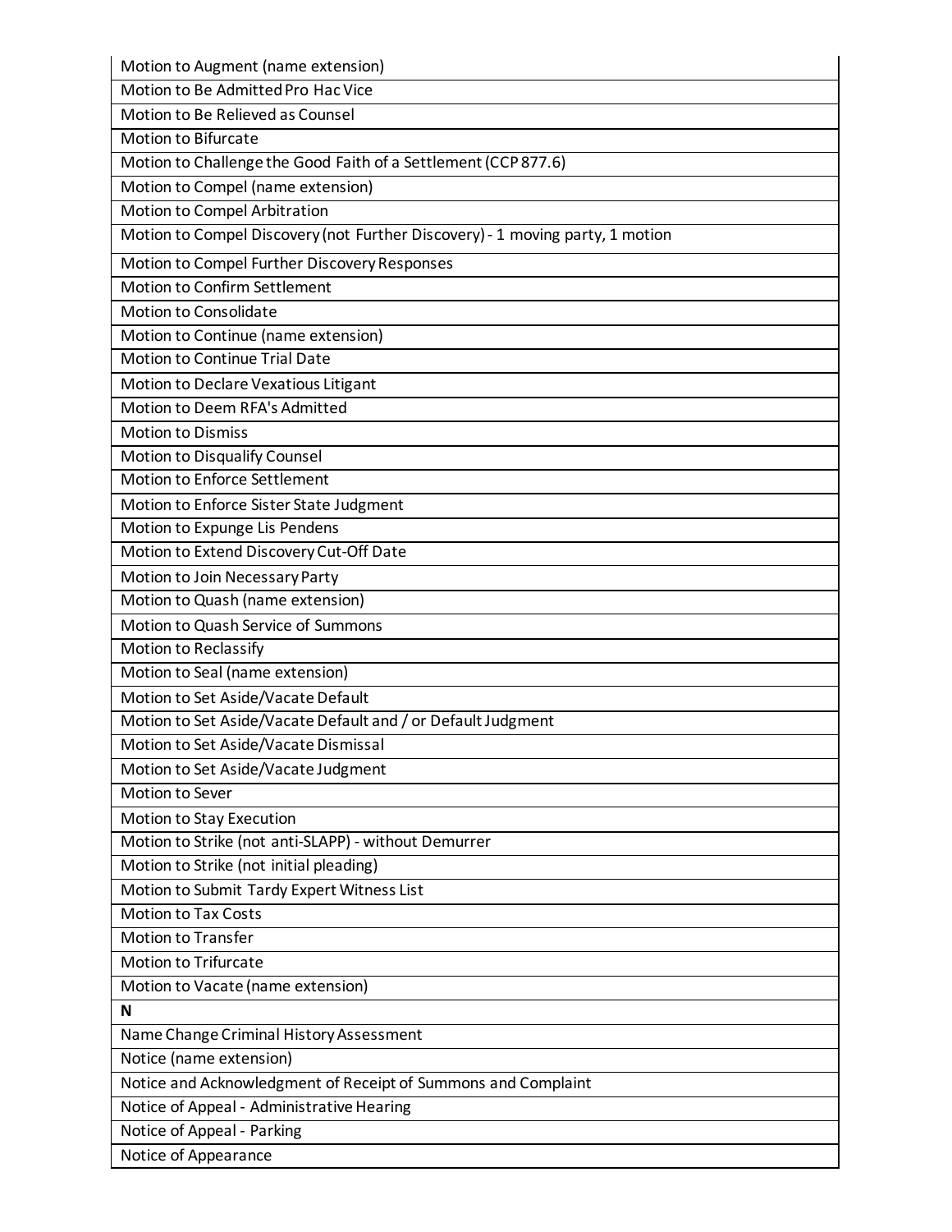| Motion to Augment (name extension) |
|---|
| Motion to Be Admitted Pro Hac Vice |
| Motion to Be Relieved as Counsel |
| Motion to Bifurcate |
| Motion to Challenge the Good Faith of a Settlement (CCP 877.6) |
| Motion to Compel (name extension) |
| Motion to Compel Arbitration |
| Motion to Compel Discovery (not Further Discovery) - 1 moving party, 1 motion |
| Motion to Compel Further Discovery Responses |
| Motion to Confirm Settlement |
| Motion to Consolidate |
| Motion to Continue (name extension) |
| Motion to Continue Trial Date |
| Motion to Declare Vexatious Litigant |
| Motion to Deem RFA's Admitted |
| Motion to Dismiss |
| Motion to Disqualify Counsel |
| Motion to Enforce Settlement |
| Motion to Enforce Sister State Judgment |
| Motion to Expunge Lis Pendens |
| Motion to Extend Discovery Cut-Off Date |
| Motion to Join Necessary Party |
| Motion to Quash (name extension) |
| Motion to Quash Service of Summons |
| Motion to Reclassify |
| Motion to Seal (name extension) |
| Motion to Set Aside/Vacate Default |
| Motion to Set Aside/Vacate Default and / or Default Judgment |
| Motion to Set Aside/Vacate Dismissal |
| Motion to Set Aside/Vacate Judgment |
| Motion to Sever |
| Motion to Stay Execution |
| Motion to Strike (not anti-SLAPP) - without Demurrer |
| Motion to Strike (not initial pleading) |
| Motion to Submit Tardy Expert Witness List |
| Motion to Tax Costs |
| Motion to Transfer |
| Motion to Trifurcate |
| Motion to Vacate (name extension) |
| **N** |
| Name Change Criminal History Assessment |
| Notice (name extension) |
| Notice and Acknowledgment of Receipt of Summons and Complaint |
| Notice of Appeal - Administrative Hearing |
| Notice of Appeal - Parking |
| Notice of Appearance |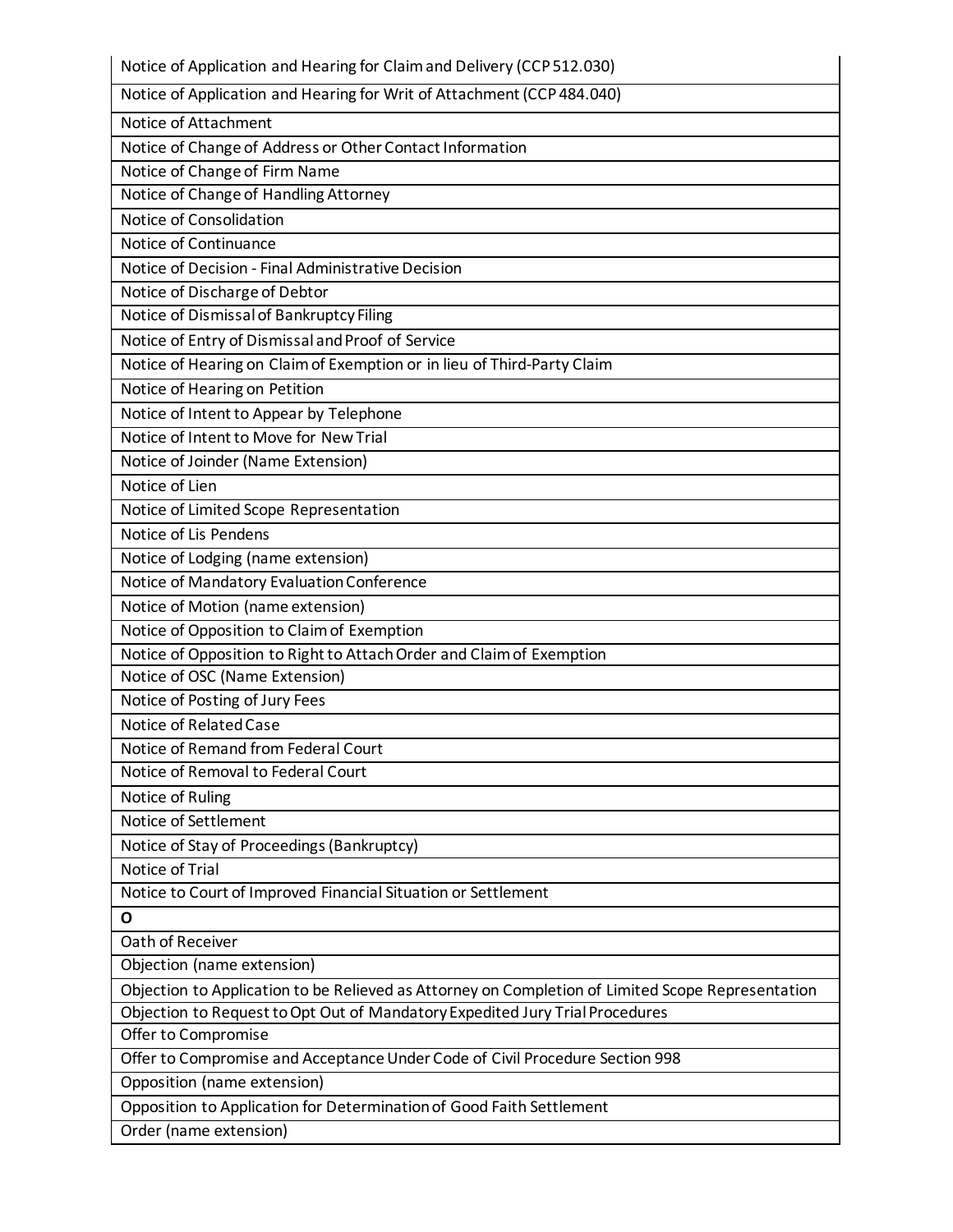| Notice of Application and Hearing for Claim and Delivery (CCP 512.030) |
|---|
| Notice of Application and Hearing for Writ of Attachment (CCP 484.040) |
| Notice of Attachment |
| Notice of Change of Address or Other Contact Information |
| Notice of Change of Firm Name |
| Notice of Change of Handling Attorney |
| Notice of Consolidation |
| Notice of Continuance |
| Notice of Decision - Final Administrative Decision |
| Notice of Discharge of Debtor |
| Notice of Dismissal of Bankruptcy Filing |
| Notice of Entry of Dismissal and Proof of Service |
| Notice of Hearing on Claim of Exemption or in lieu of Third-Party Claim |
| Notice of Hearing on Petition |
| Notice of Intent to Appear by Telephone |
| Notice of Intent to Move for New Trial |
| Notice of Joinder (Name Extension) |
| Notice of Lien |
| Notice of Limited Scope Representation |
| Notice of Lis Pendens |
| Notice of Lodging (name extension) |
| Notice of Mandatory Evaluation Conference |
| Notice of Motion (name extension) |
| Notice of Opposition to Claim of Exemption |
| Notice of Opposition to Right to Attach Order and Claim of Exemption |
| Notice of OSC (Name Extension) |
| Notice of Posting of Jury Fees |
| Notice of Related Case |
| Notice of Remand from Federal Court |
| Notice of Removal to Federal Court |
| Notice of Ruling |
| Notice of Settlement |
| Notice of Stay of Proceedings (Bankruptcy) |
| Notice of Trial |
| Notice to Court of Improved Financial Situation or Settlement |
| **O** |
| Oath of Receiver |
| Objection (name extension) |
| Objection to Application to be Relieved as Attorney on Completion of Limited Scope Representation |
| Objection to Request to Opt Out of Mandatory Expedited Jury Trial Procedures |
| Offer to Compromise |
| Offer to Compromise and Acceptance Under Code of Civil Procedure Section 998 |
| Opposition (name extension) |
| Opposition to Application for Determination of Good Faith Settlement |
| Order (name extension) |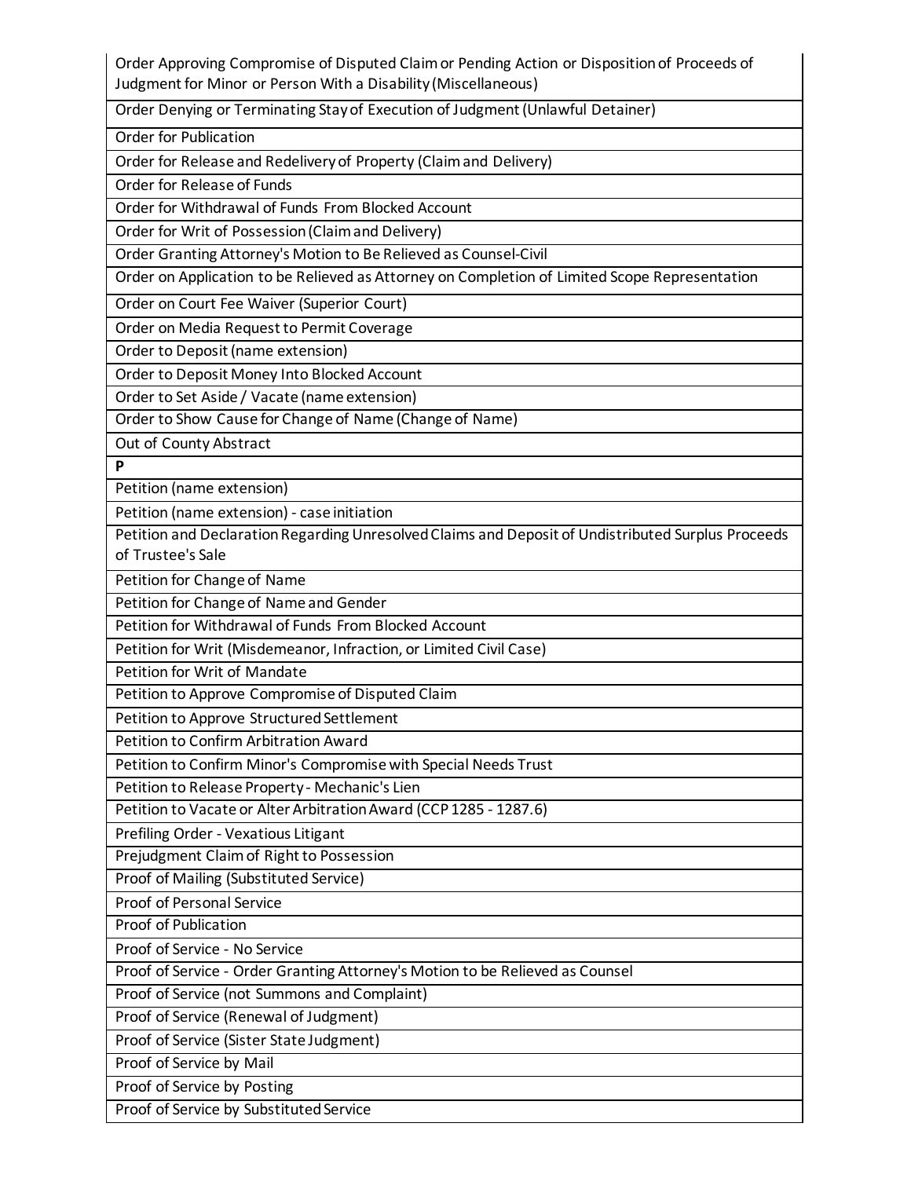| |
|---|
| Order Approving Compromise of Disputed Claim or Pending Action or Disposition of Proceeds of Judgment for Minor or Person With a Disability (Miscellaneous) |
| Order Denying or Terminating Stay of Execution of Judgment (Unlawful Detainer) |
| Order for Publication |
| Order for Release and Redelivery of Property (Claim and Delivery) |
| Order for Release of Funds |
| Order for Withdrawal of Funds From Blocked Account |
| Order for Writ of Possession (Claim and Delivery) |
| Order Granting Attorney's Motion to Be Relieved as Counsel-Civil |
| Order on Application to be Relieved as Attorney on Completion of Limited Scope Representation |
| Order on Court Fee Waiver (Superior Court) |
| Order on Media Request to Permit Coverage |
| Order to Deposit (name extension) |
| Order to Deposit Money Into Blocked Account |
| Order to Set Aside / Vacate (name extension) |
| Order to Show Cause for Change of Name (Change of Name) |
| Out of County Abstract |
| **P** |
| Petition (name extension) |
| Petition (name extension) - case initiation |
| Petition and Declaration Regarding Unresolved Claims and Deposit of Undistributed Surplus Proceeds of Trustee's Sale |
| Petition for Change of Name |
| Petition for Change of Name and Gender |
| Petition for Withdrawal of Funds From Blocked Account |
| Petition for Writ (Misdemeanor, Infraction, or Limited Civil Case) |
| Petition for Writ of Mandate |
| Petition to Approve Compromise of Disputed Claim |
| Petition to Approve Structured Settlement |
| Petition to Confirm Arbitration Award |
| Petition to Confirm Minor's Compromise with Special Needs Trust |
| Petition to Release Property - Mechanic's Lien |
| Petition to Vacate or Alter Arbitration Award (CCP 1285 - 1287.6) |
| Prefiling Order - Vexatious Litigant |
| Prejudgment Claim of Right to Possession |
| Proof of Mailing (Substituted Service) |
| Proof of Personal Service |
| Proof of Publication |
| Proof of Service - No Service |
| Proof of Service - Order Granting Attorney's Motion to be Relieved as Counsel |
| Proof of Service (not Summons and Complaint) |
| Proof of Service (Renewal of Judgment) |
| Proof of Service (Sister State Judgment) |
| Proof of Service by Mail |
| Proof of Service by Posting |
| Proof of Service by Substituted Service |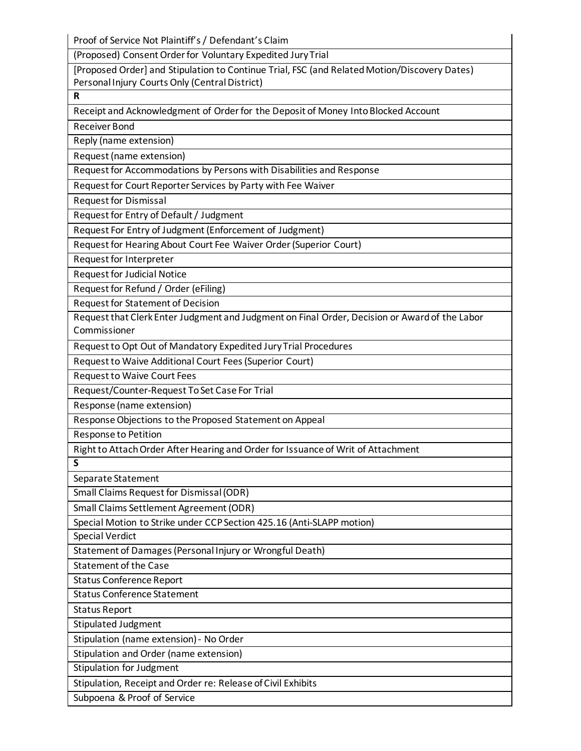| Proof of Service Not Plaintiff's / Defendant's Claim |
| --- |
| (Proposed) Consent Order for Voluntary Expedited Jury Trial |
| [Proposed Order] and Stipulation to Continue Trial, FSC (and Related Motion/Discovery Dates) Personal Injury Courts Only (Central District) |
| **R** |
| Receipt and Acknowledgment of Order for the Deposit of Money Into Blocked Account |
| Receiver Bond |
| Reply (name extension) |
| Request (name extension) |
| Request for Accommodations by Persons with Disabilities and Response |
| Request for Court Reporter Services by Party with Fee Waiver |
| Request for Dismissal |
| Request for Entry of Default / Judgment |
| Request For Entry of Judgment (Enforcement of Judgment) |
| Request for Hearing About Court Fee Waiver Order (Superior Court) |
| Request for Interpreter |
| Request for Judicial Notice |
| Request for Refund / Order (eFiling) |
| Request for Statement of Decision |
| Request that Clerk Enter Judgment and Judgment on Final Order, Decision or Award of the Labor Commissioner |
| Request to Opt Out of Mandatory Expedited Jury Trial Procedures |
| Request to Waive Additional Court Fees (Superior Court) |
| Request to Waive Court Fees |
| Request/Counter-Request To Set Case For Trial |
| Response (name extension) |
| Response Objections to the Proposed Statement on Appeal |
| Response to Petition |
| Right to Attach Order After Hearing and Order for Issuance of Writ of Attachment |
| **S** |
| Separate Statement |
| Small Claims Request for Dismissal (ODR) |
| Small Claims Settlement Agreement (ODR) |
| Special Motion to Strike under CCP Section 425.16 (Anti-SLAPP motion) |
| Special Verdict |
| Statement of Damages (Personal Injury or Wrongful Death) |
| Statement of the Case |
| Status Conference Report |
| Status Conference Statement |
| Status Report |
| Stipulated Judgment |
| Stipulation (name extension) - No Order |
| Stipulation and Order (name extension) |
| Stipulation for Judgment |
| Stipulation, Receipt and Order re: Release of Civil Exhibits |
| Subpoena & Proof of Service |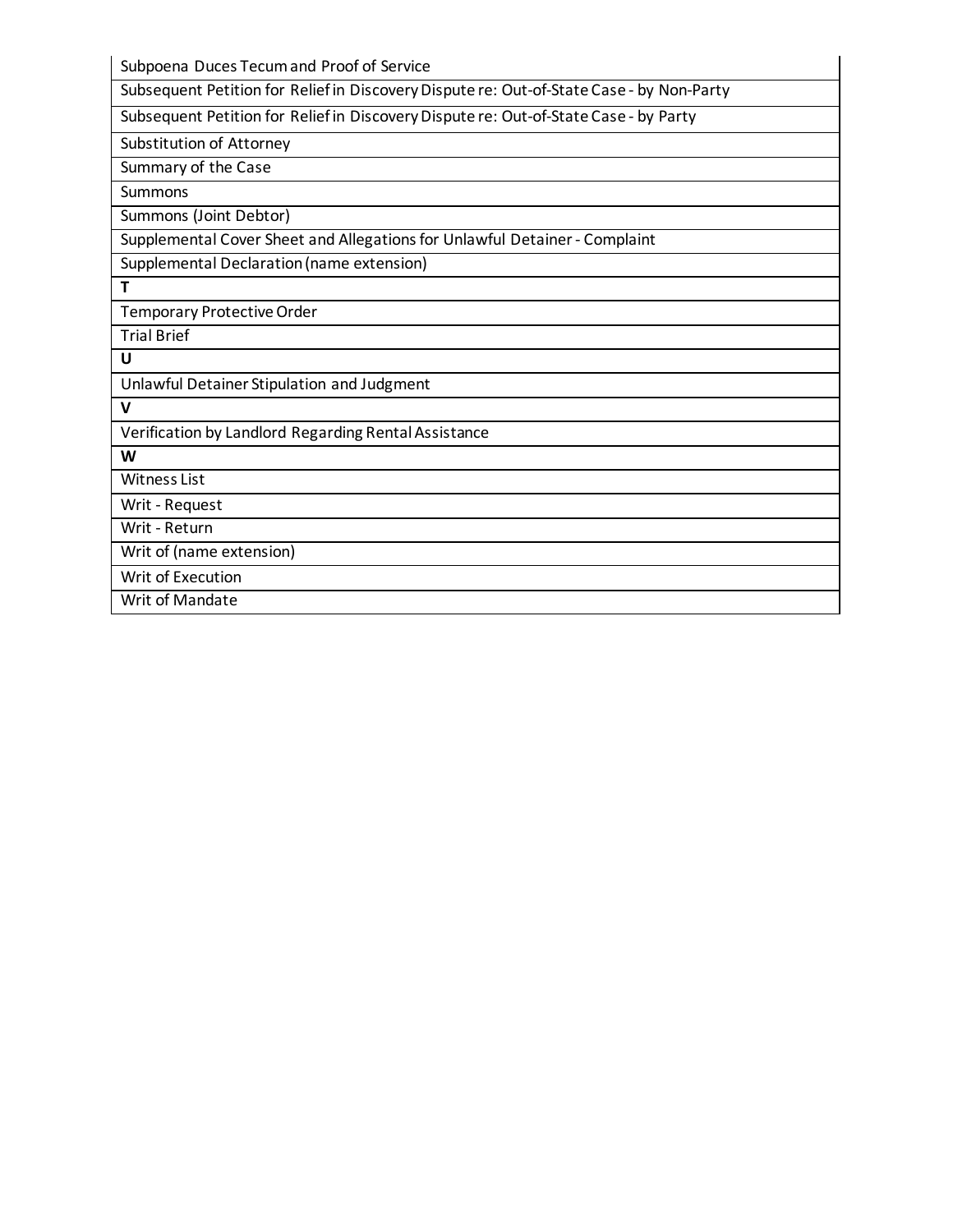| |
|---|
| Subpoena Duces Tecum and Proof of Service |
| Subsequent Petition for Relief in Discovery Dispute re: Out-of-State Case - by Non-Party |
| Subsequent Petition for Relief in Discovery Dispute re: Out-of-State Case - by Party |
| Substitution of Attorney |
| Summary of the Case |
| Summons |
| Summons (Joint Debtor) |
| Supplemental Cover Sheet and Allegations for Unlawful Detainer - Complaint |
| Supplemental Declaration (name extension) |
| **T** |
| Temporary Protective Order |
| Trial Brief |
| **U** |
| Unlawful Detainer Stipulation and Judgment |
| **V** |
| Verification by Landlord Regarding Rental Assistance |
| **W** |
| Witness List |
| Writ - Request |
| Writ - Return |
| Writ of (name extension) |
| Writ of Execution |
| Writ of Mandate |